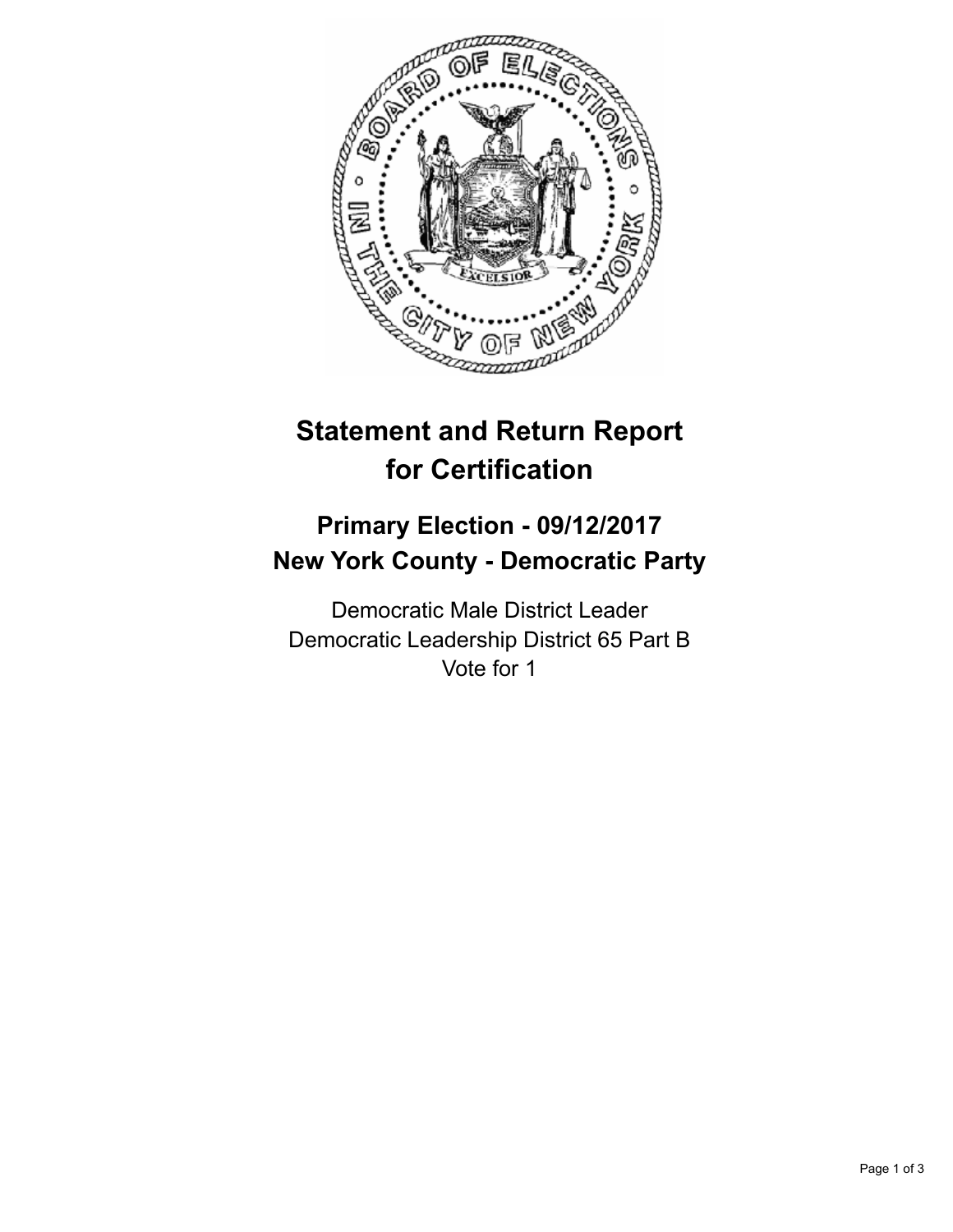# Statement and Return Report for Certification

## Primary Election - 09/12/2017
## New York County - Democratic Party

Democratic Male District Leader
Democratic Leadership District 65 Part B
Vote for 1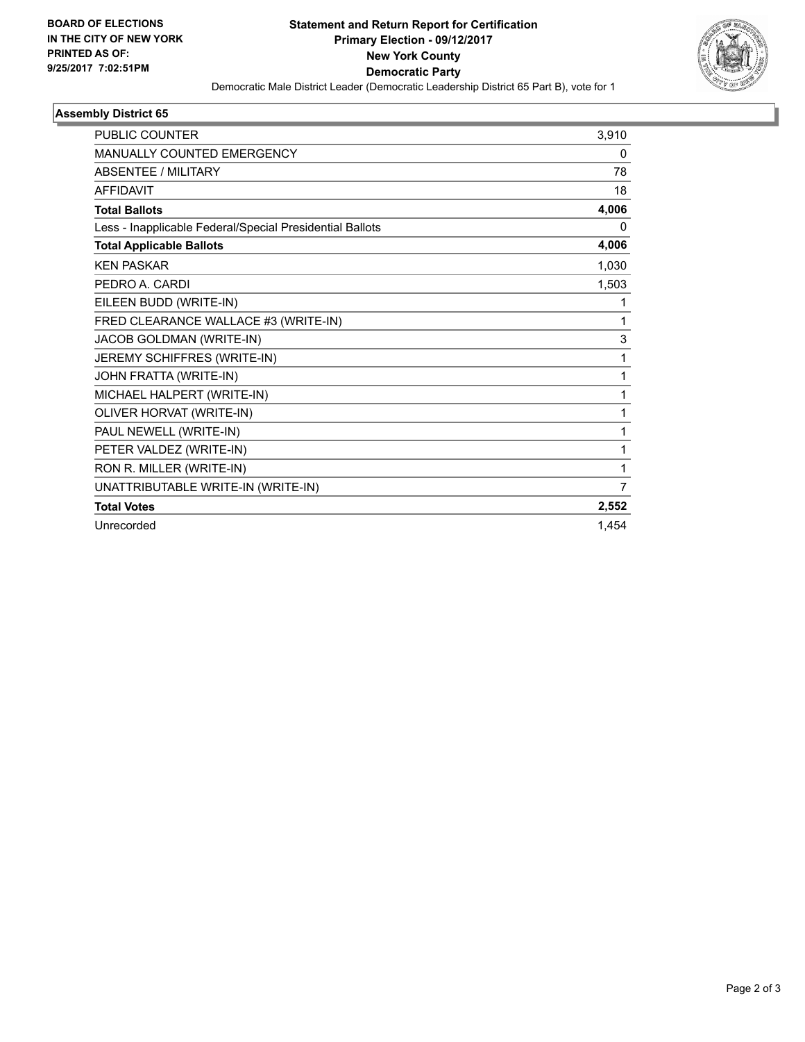**BOARD OF ELECTIONS IN THE CITY OF NEW YORK PRINTED AS OF: 9/25/2017 7:02:51PM**

# Statement and Return Report for Certification
## Primary Election - 09/12/2017
## New York County
## Democratic Party

Democratic Male District Leader (Democratic Leadership District 65 Part B), vote for 1

### Assembly District 65

| | |
|---|---|
| PUBLIC COUNTER | 3,910 |
| MANUALLY COUNTED EMERGENCY | 0 |
| ABSENTEE / MILITARY | 78 |
| AFFIDAVIT | 18 |
| **Total Ballots** | **4,006** |
| Less - Inapplicable Federal/Special Presidential Ballots | 0 |
| **Total Applicable Ballots** | **4,006** |
| KEN PASKAR | 1,030 |
| PEDRO A. CARDI | 1,503 |
| EILEEN BUDD (WRITE-IN) | 1 |
| FRED CLEARANCE WALLACE #3 (WRITE-IN) | 1 |
| JACOB GOLDMAN (WRITE-IN) | 3 |
| JEREMY SCHIFFRES (WRITE-IN) | 1 |
| JOHN FRATTA (WRITE-IN) | 1 |
| MICHAEL HALPERT (WRITE-IN) | 1 |
| OLIVER HORVAT (WRITE-IN) | 1 |
| PAUL NEWELL (WRITE-IN) | 1 |
| PETER VALDEZ (WRITE-IN) | 1 |
| RON R. MILLER (WRITE-IN) | 1 |
| UNATTRIBUTABLE WRITE-IN (WRITE-IN) | 7 |
| **Total Votes** | **2,552** |
| Unrecorded | 1,454 |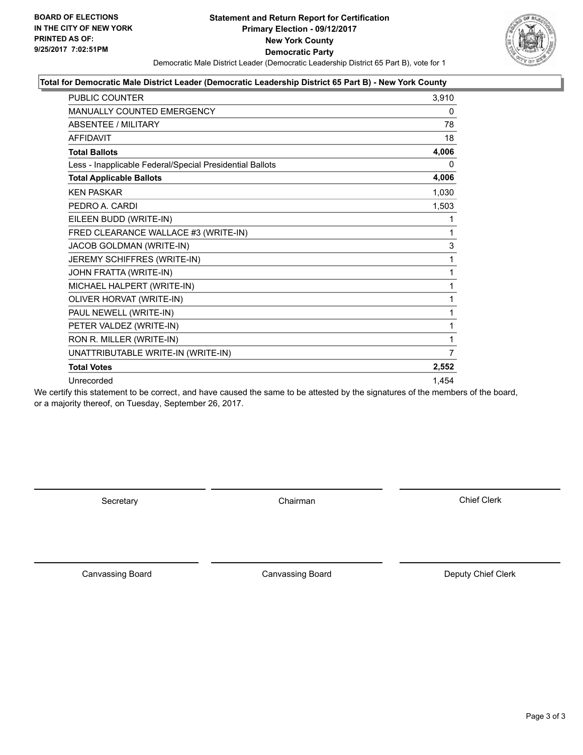**BOARD OF ELECTIONS IN THE CITY OF NEW YORK PRINTED AS OF: 9/25/2017 7:02:51PM**

# Statement and Return Report for Certification
## Primary Election - 09/12/2017
## New York County
## Democratic Party

Democratic Male District Leader (Democratic Leadership District 65 Part B), vote for 1

### Total for Democratic Male District Leader (Democratic Leadership District 65 Part B) - New York County

| | |
|---|---|
| PUBLIC COUNTER | 3,910 |
| MANUALLY COUNTED EMERGENCY | 0 |
| ABSENTEE / MILITARY | 78 |
| AFFIDAVIT | 18 |
| **Total Ballots** | **4,006** |
| Less - Inapplicable Federal/Special Presidential Ballots | 0 |
| **Total Applicable Ballots** | **4,006** |
| KEN PASKAR | 1,030 |
| PEDRO A. CARDI | 1,503 |
| EILEEN BUDD (WRITE-IN) | 1 |
| FRED CLEARANCE WALLACE #3 (WRITE-IN) | 1 |
| JACOB GOLDMAN (WRITE-IN) | 3 |
| JEREMY SCHIFFRES (WRITE-IN) | 1 |
| JOHN FRATTA (WRITE-IN) | 1 |
| MICHAEL HALPERT (WRITE-IN) | 1 |
| OLIVER HORVAT (WRITE-IN) | 1 |
| PAUL NEWELL (WRITE-IN) | 1 |
| PETER VALDEZ (WRITE-IN) | 1 |
| RON R. MILLER (WRITE-IN) | 1 |
| UNATTRIBUTABLE WRITE-IN (WRITE-IN) | 7 |
| **Total Votes** | **2,552** |
| Unrecorded | 1,454 |

We certify this statement to be correct, and have caused the same to be attested by the signatures of the members of the board, or a majority thereof, on Tuesday, September 26, 2017.

Secretary

Chairman

Chief Clerk

Canvassing Board

Canvassing Board

Deputy Chief Clerk